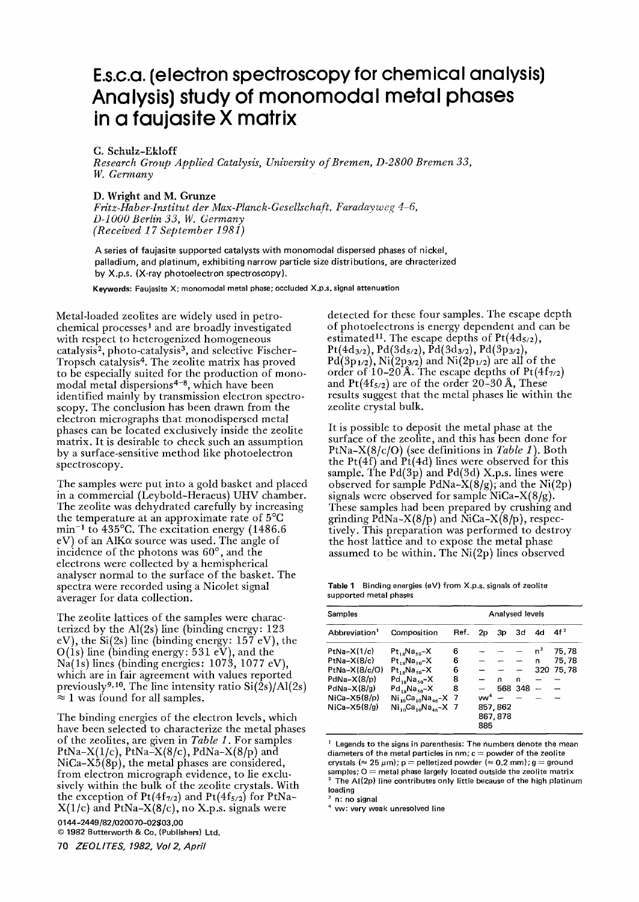# E.s.c.a. (electron spectroscopy for chemical analysis) Analysis) study of monomodal metal phases in a faujasite X matrix

**G. Schulz-Ekloff**

*Research Group Applied Catalysis, University of Bremen, D-2800 Bremen 33, W. Germany*

**D. Wright and M. Grunze**

*Fritz-Haber-Institut der Max-Planck-Gesellschaft, Faradayweg 4–6, D-1000 Berlin 33, W. Germany*

*(Received 17 September 1981)*

A series of faujasite supported catalysts with monomodal dispersed phases of nickel, palladium, and platinum, exhibiting narrow particle size distributions, are chracterized by X.p.s. (X-ray photoelectron spectroscopy).

**Keywords:** Faujasite X; monomodal metal phase; occluded X.p.s. signal attenuation

Metal-loaded zeolites are widely used in petrochemical processes[1] and are broadly investigated with respect to heterogeneous catalysis[2], photo-catalysis[3], and selective Fischer-Tropsch catalysis[4]. The zeolite matrix has proved to be especially suited for the production of monomodal metal dispersions[4–8], which have been identified mainly by transmission electron spectroscopy. The conclusion has been drawn from the electron micrographs that monodispersed metal phases can be located exclusively inside the zeolite matrix. It is desirable to check such an assumption by a surface-sensitive method like photoelectron spectroscopy.

The samples were put into a gold basket and placed in a commercial (Leybold-Heraeus) UHV chamber. The zeolite was dehydrated carefully by increasing the temperature at an approximate rate of 5°C $min^{-1}$ to 435°C. The excitation energy (1486.6 eV) of an AlK$\alpha$ source was used. The angle of incidence of the photons was 60°, and the electrons were collected by a hemispherical analyser normal to the surface of the basket. The spectra were recorded using a Nicolet signal averager for data collection.

The zeolite lattices of the samples were characterized by the Al(2s) line (binding energy: 123 eV), the Si(2s) line (binding energy: 157 eV), the O(1s) line (binding energy: 531 eV), and the Na(1s) lines (binding energies: 1073, 1077 eV), which are in fair agreement with values reported previously[9,10]. The line intensity ratio Si(2s)/Al(2s) $\approx$ 1 was found for all samples.

The binding energies of the electron levels, which have been selected to characterize the metal phases of the zeolites, are given in *Table 1*. For samples PtNa-X(1/c), PtNa-X(8/c), PdNa-X(8/p) and NiCa-X5(8p), the metal phases are considered, from electron micrograph evidence, to lie exclusively within the bulk of the zeolite crystals. With the exception of $Pt(4f_{7/2})$ and $Pt(4f_{5/2})$ for PtNa-X(1/c) and PtNa-X(8/c), no X.p.s. signals were detected for these four samples. The escape depth of photoelectrons is energy dependent and can be estimated[11]. The escape depths of $Pt(4d_{5/2})$, $Pt(4d_{3/2})$, $Pd(3d_{5/2})$, $Pd(3d_{3/2})$, $Pd(3p_{3/2})$, $Pd(3p_{1/2})$, $Ni(2p_{3/2})$ and $Ni(2p_{1/2})$ are all of the order of 10–20 Å. The escape depths of $Pt(4f_{7/2})$ and $Pt(4f_{5/2})$ are of the order 20–30 Å, These results suggest that the metal phases lie within the zeolite crystal bulk.

It is possible to deposit the metal phase at the surface of the zeolite, and this has been done for PtNa-X(8/c/O) (see definitions in *Table 1*). Both the Pt(4f) and Pt(4d) lines were observed for this sample. The Pd(3p) and Pd(3d) X.p.s. lines were observed for sample PdNa-X(8/g); and the Ni(2p) signals were observed for sample NiCa-X(8/g). These samples had been prepared by crushing and grinding PdNa-X(8/p) and NiCa-X(8/p), respectively. This preparation was performed to destroy the host lattice and to expose the metal phase assumed to be within. The Ni(2p) lines observed

**Table 1** Binding energies (eV) from X.p.s. signals of zeolite supported metal phases

| Samples | | | Analysed levels | | | | |
|---|---|---|---|---|---|---|---|
| Abbreviation[1] | Composition | Ref. | 2p | 3p | 3d | 4d | 4f[2] |
| PtNa-X(1/c) | $Pt_{18}Na_{50}$-X | 6 | – | – | – | n[3] | 75, 78 |
| PtNa-X(8/c) | $Pt_{18}Na_{50}$-X | 6 | – | – | – | n | 75, 78 |
| PtNa-X(8/c/O) | $Pt_{18}Na_{50}$-X | 6 | – | – | – | 320 | 75, 78 |
| PdNa-X(8/p) | $Pd_{18}Na_{50}$-X | 8 | – | n | n | – | – |
| PdNa-X(8/g) | $Pd_{18}Na_{50}$-X | 8 | – | 568 | 348 | – | – |
| NiCa-X5(8/p) | $Ni_{10}Ca_{10}Na_{46}$-X | 7 | vw[4] | – | – | – | – |
| NiCa-X5(8/g) | $Ni_{10}Ca_{10}Na_{46}$-X | 7 | 857, 862 867, 878 885 | | | | |

[1] Legends to the signs in parenthesis: The numbers denote the mean diameters of the metal particles in nm; c = powder of the zeolite crystals ($\approx$ 25 $\mu$m); p = pelletized powder ($\approx$ 0.2 mm); g = ground samples; O = metal phase largely located outside the zeolite matrix

[2] The Al(2p) line contributes only little because of the high platinum loading

[3] n: no signal

[4] vw: very weak unresolved line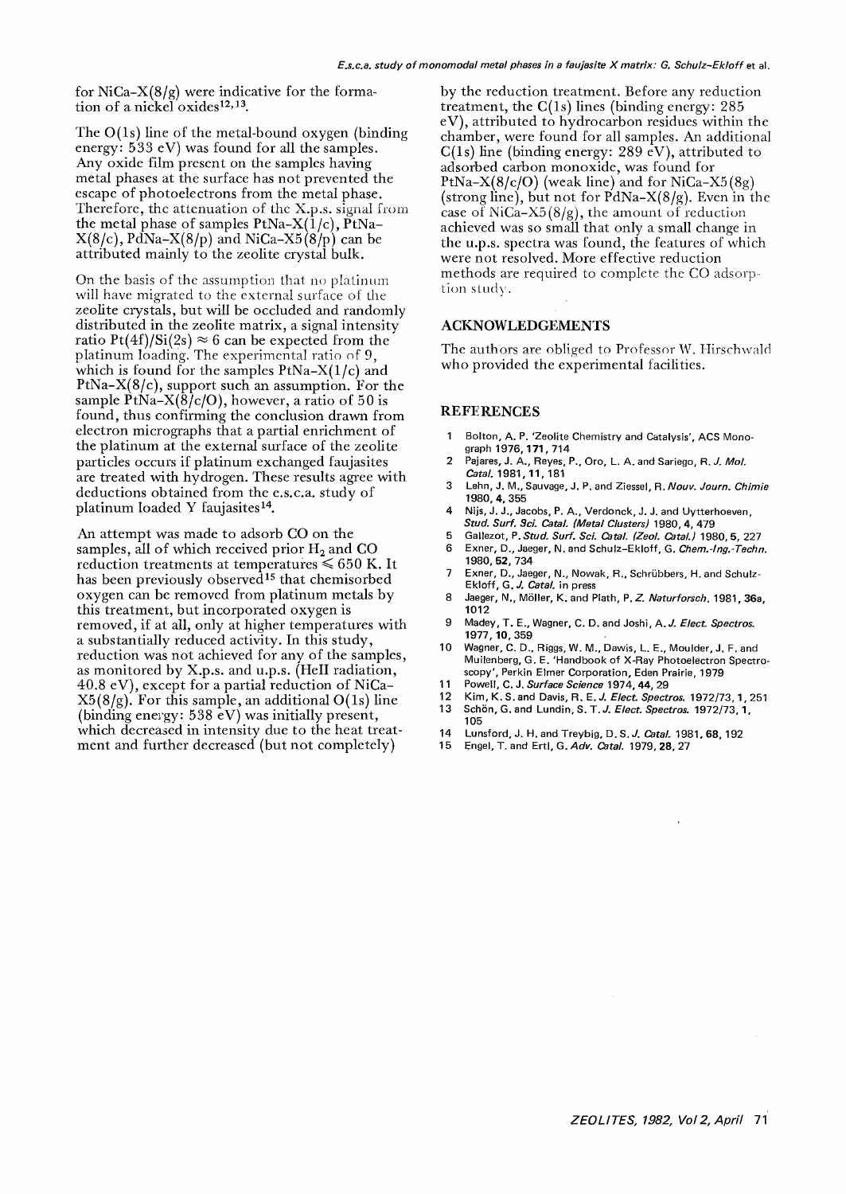for NiCa-X(8/g) were indicative for the formation of a nickel oxides[12,13].

The O(1s) line of the metal-bound oxygen (binding energy: 533 eV) was found for all the samples. Any oxide film present on the samples having metal phases at the surface has not prevented the escape of photoelectrons from the metal phase. Therefore, the attenuation of the X.p.s. signal from the metal phase of samples PtNa-X(1/c), PtNa-X(8/c), PdNa-X(8/p) and NiCa-X5(8/p) can be attributed mainly to the zeolite crystal bulk.

On the basis of the assumption that no platinum will have migrated to the external surface of the zeolite crystals, but will be occluded and randomly distributed in the zeolite matrix, a signal intensity ratio Pt(4f)/Si(2s) $\approx 6$ can be expected from the platinum loading. The experimental ratio of 9, which is found for the samples PtNa-X(1/c) and PtNa-X(8/c), support such an assumption. For the sample PtNa-X(8/c/O), however, a ratio of 50 is found, thus confirming the conclusion drawn from electron micrographs that a partial enrichment of the platinum at the external surface of the zeolite particles occurs if platinum exchanged faujasites are treated with hydrogen. These results agree with deductions obtained from the e.s.c.a. study of platinum loaded Y faujasites[14].

An attempt was made to adsorb CO on the samples, all of which received prior $H_2$ and CO reduction treatments at temperatures $\leqslant 650$ K. It has been previously observed[15] that chemisorbed oxygen can be removed from platinum metals by this treatment, but incorporated oxygen is removed, if at all, only at higher temperatures with a substantially reduced activity. In this study, reduction was not achieved for any of the samples, as monitored by X.p.s. and u.p.s. (HeII radiation, 40.8 eV), except for a partial reduction of NiCa-X5(8/g). For this sample, an additional O(1s) line (binding energy: 538 eV) was initially present, which decreased in intensity due to the heat treatment and further decreased (but not completely) by the reduction treatment. Before any reduction treatment, the C(1s) lines (binding energy: 285 eV), attributed to hydrocarbon residues within the chamber, were found for all samples. An additional C(1s) line (binding energy: 289 eV), attributed to adsorbed carbon monoxide, was found for PtNa-X(8/c/O) (weak line) and for NiCa-X5(8g) (strong line), but not for PdNa-X(8/g). Even in the case of NiCa-X5(8/g), the amount of reduction achieved was so small that only a small change in the u.p.s. spectra was found, the features of which were not resolved. More effective reduction methods are required to complete the CO adsorption study.

## ACKNOWLEDGEMENTS

The authors are obliged to Professor W. Hirschwald who provided the experimental facilities.

## REFERENCES

1. Bolton, A. P. 'Zeolite Chemistry and Catalysis', ACS Monograph 1976, **171**, 714
2. Pajares, J. A., Reyes, P., Oro, L. A. and Sariego, R. *J. Mol. Catal.* 1981, **11**, 181
3. Lehn, J. M., Sauvage, J. P. and Ziessel, R. *Nouv. Journ. Chimie* 1980, **4**, 355
4. Nijs, J. J., Jacobs, P. A., Verdonck, J. J. and Uytterhoeven, *Stud. Surf. Sci. Catal. (Metal Clusters)* 1980, **4**, 479
5. Gallezot, P. *Stud. Surf. Sci. Catal. (Zeol. Catal.)* 1980, **5**, 227
6. Exner, D., Jaeger, N. and Schulz-Ekloff, G. *Chem.-Ing.-Techn.* 1980, **52**, 734
7. Exner, D., Jaeger, N., Nowak, R., Schrübbers, H. and Schulz-Ekloff, G. *J. Catal.* in press
8. Jaeger, N., Möller, K. and Plath, P. *Z. Naturforsch.* 1981, **36a**, 1012
9. Madey, T. E., Wagner, C. D. and Joshi, A. *J. Elect. Spectros.* 1977, **10**, 359
10. Wagner, C. D., Riggs, W. M., Dawis, L. E., Moulder, J. F. and Muilenberg, G. E. 'Handbook of X-Ray Photoelectron Spectroscopy', Perkin Elmer Corporation, Eden Prairie, 1979
11. Powell, C. J. *Surface Science* 1974, **44**, 29
12. Kim, K. S. and Davis, R. E. *J. Elect. Spectros.* 1972/73, **1**, 251
13. Schön, G. and Lundin, S. T. *J. Elect. Spectros.* 1972/73, **1**, 105
14. Lunsford, J. H. and Treybig, D. S. *J. Catal.* 1981, **68**, 192
15. Engel, T. and Ertl, G. *Adv. Catal.* 1979, **28**, 27